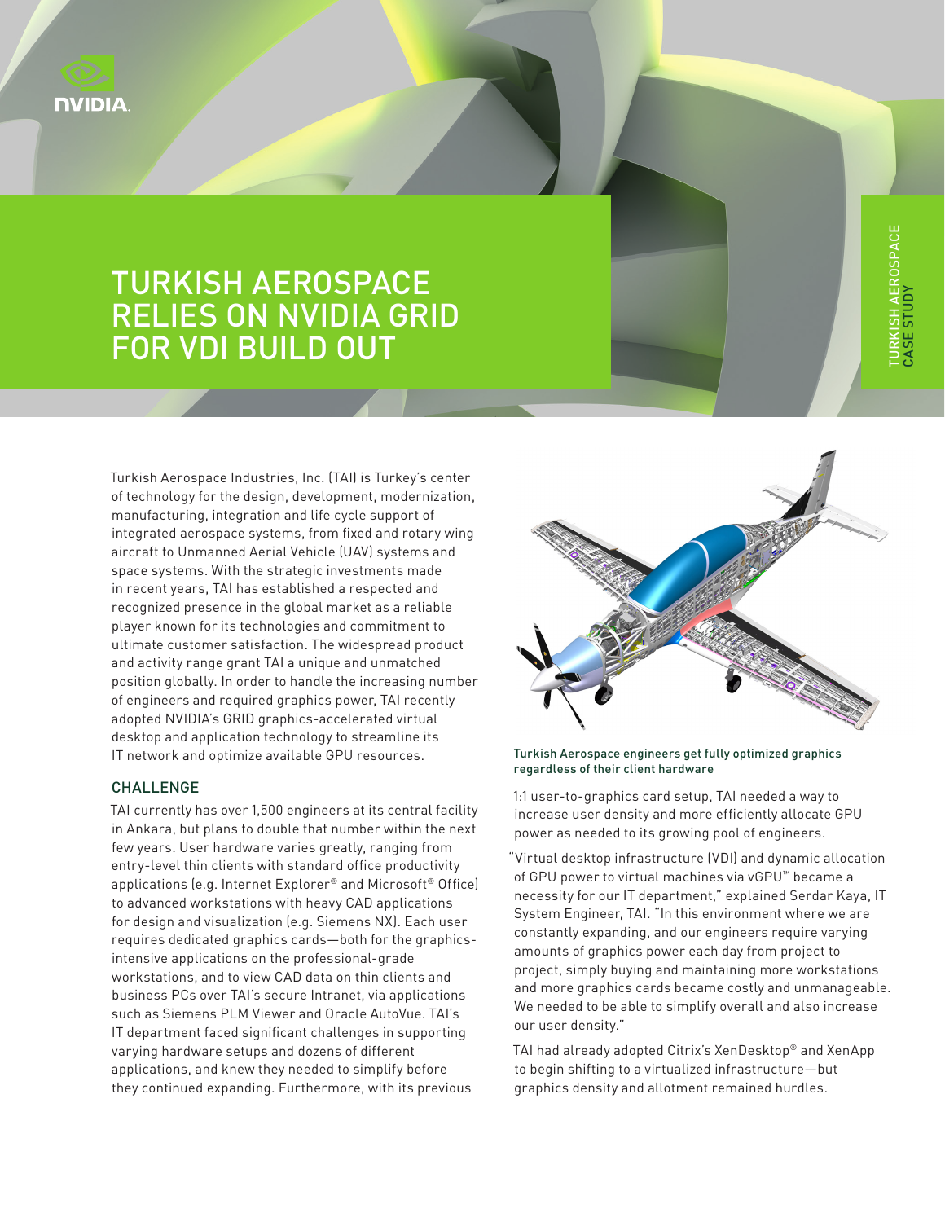# TURKISH AEROSPACE RELIES ON NVIDIA GRID FOR VDI BUILD OUT

Turkish Aerospace Industries, Inc. (TAI) is Turkey's center of technology for the design, development, modernization, manufacturing, integration and life cycle support of integrated aerospace systems, from fixed and rotary wing aircraft to Unmanned Aerial Vehicle (UAV) systems and space systems. With the strategic investments made in recent years, TAI has established a respected and recognized presence in the global market as a reliable player known for its technologies and commitment to ultimate customer satisfaction. The widespread product and activity range grant TAI a unique and unmatched position globally. In order to handle the increasing number of engineers and required graphics power, TAI recently adopted NVIDIA's GRID graphics-accelerated virtual desktop and application technology to streamline its IT network and optimize available GPU resources.

## CHALLENGE

TAI currently has over 1,500 engineers at its central facility in Ankara, but plans to double that number within the next few years. User hardware varies greatly, ranging from entry-level thin clients with standard office productivity applications (e.g. Internet Explorer® and Microsoft® Office) to advanced workstations with heavy CAD applications for design and visualization (e.g. Siemens NX). Each user requires dedicated graphics cards—both for the graphics-intensive applications on the professional-grade workstations, and to view CAD data on thin clients and business PCs over TAI's secure Intranet, via applications such as Siemens PLM Viewer and Oracle AutoVue. TAI's IT department faced significant challenges in supporting varying hardware setups and dozens of different applications, and knew they needed to simplify before they continued expanding. Furthermore, with its previous 1:1 user-to-graphics card setup, TAI needed a way to increase user density and more efficiently allocate GPU power as needed to its growing pool of engineers.

Turkish Aerospace engineers get fully optimized graphics regardless of their client hardware

"Virtual desktop infrastructure (VDI) and dynamic allocation of GPU power to virtual machines via vGPU™ became a necessity for our IT department," explained Serdar Kaya, IT System Engineer, TAI. "In this environment where we are constantly expanding, and our engineers require varying amounts of graphics power each day from project to project, simply buying and maintaining more workstations and more graphics cards became costly and unmanageable. We needed to be able to simplify overall and also increase our user density."

TAI had already adopted Citrix's XenDesktop® and XenApp to begin shifting to a virtualized infrastructure—but graphics density and allotment remained hurdles.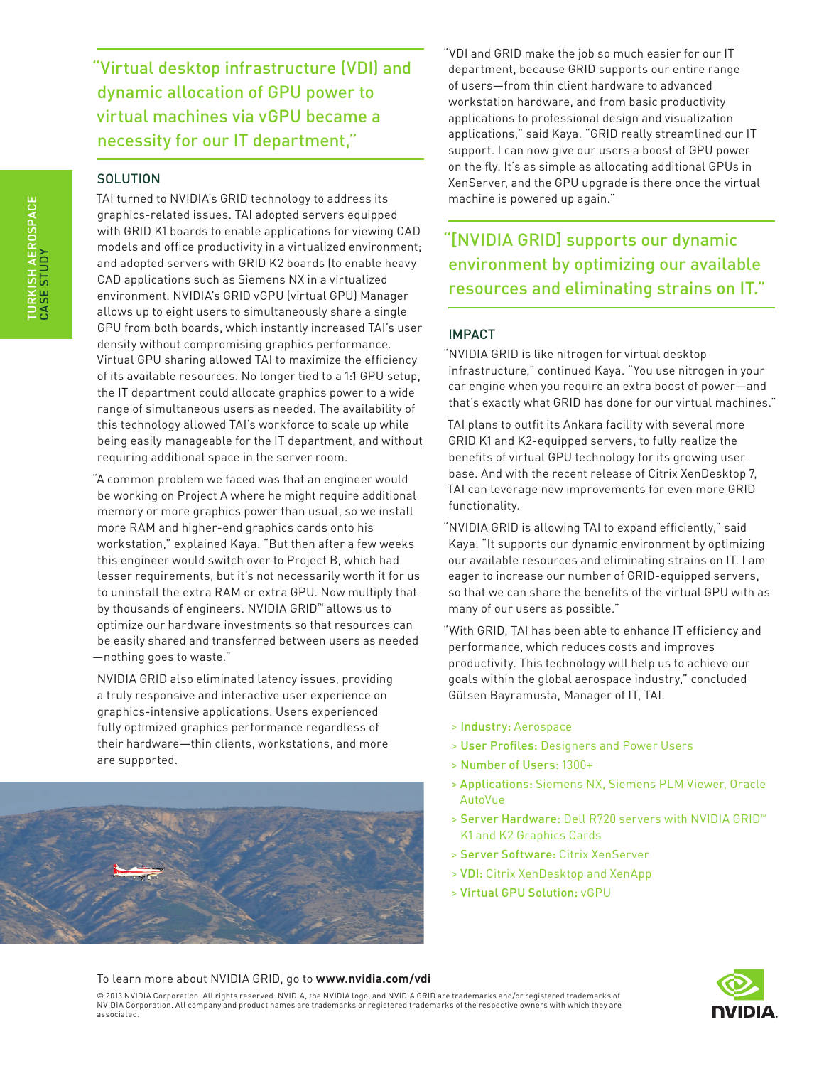"Virtual desktop infrastructure (VDI) and dynamic allocation of GPU power to virtual machines via vGPU became a necessity for our IT department,"

## SOLUTION

TAI turned to NVIDIA's GRID technology to address its graphics-related issues. TAI adopted servers equipped with GRID K1 boards to enable applications for viewing CAD models and office productivity in a virtualized environment; and adopted servers with GRID K2 boards (to enable heavy CAD applications such as Siemens NX in a virtualized environment. NVIDIA's GRID vGPU (virtual GPU) Manager allows up to eight users to simultaneously share a single GPU from both boards, which instantly increased TAI's user density without compromising graphics performance. Virtual GPU sharing allowed TAI to maximize the efficiency of its available resources. No longer tied to a 1:1 GPU setup, the IT department could allocate graphics power to a wide range of simultaneous users as needed. The availability of this technology allowed TAI's workforce to scale up while being easily manageable for the IT department, and without requiring additional space in the server room.

"A common problem we faced was that an engineer would be working on Project A where he might require additional memory or more graphics power than usual, so we install more RAM and higher-end graphics cards onto his workstation," explained Kaya. "But then after a few weeks this engineer would switch over to Project B, which had lesser requirements, but it's not necessarily worth it for us to uninstall the extra RAM or extra GPU. Now multiply that by thousands of engineers. NVIDIA GRID™ allows us to optimize our hardware investments so that resources can be easily shared and transferred between users as needed —nothing goes to waste."

NVIDIA GRID also eliminated latency issues, providing a truly responsive and interactive user experience on graphics-intensive applications. Users experienced fully optimized graphics performance regardless of their hardware—thin clients, workstations, and more are supported.

"VDI and GRID make the job so much easier for our IT department, because GRID supports our entire range of users—from thin client hardware to advanced workstation hardware, and from basic productivity applications to professional design and visualization applications," said Kaya. "GRID really streamlined our IT support. I can now give our users a boost of GPU power on the fly. It's as simple as allocating additional GPUs in XenServer, and the GPU upgrade is there once the virtual machine is powered up again."

"[NVIDIA GRID] supports our dynamic environment by optimizing our available resources and eliminating strains on IT."

## IMPACT

"NVIDIA GRID is like nitrogen for virtual desktop infrastructure," continued Kaya. "You use nitrogen in your car engine when you require an extra boost of power—and that's exactly what GRID has done for our virtual machines."

TAI plans to outfit its Ankara facility with several more GRID K1 and K2-equipped servers, to fully realize the benefits of virtual GPU technology for its growing user base. And with the recent release of Citrix XenDesktop 7, TAI can leverage new improvements for even more GRID functionality.

"NVIDIA GRID is allowing TAI to expand efficiently," said Kaya. "It supports our dynamic environment by optimizing our available resources and eliminating strains on IT. I am eager to increase our number of GRID-equipped servers, so that we can share the benefits of the virtual GPU with as many of our users as possible."

"With GRID, TAI has been able to enhance IT efficiency and performance, which reduces costs and improves productivity. This technology will help us to achieve our goals within the global aerospace industry," concluded Gülsen Bayramusta, Manager of IT, TAI.

> **Industry:** Aerospace
> **User Profiles:** Designers and Power Users
> **Number of Users:** 1300+
> **Applications:** Siemens NX, Siemens PLM Viewer, Oracle AutoVue
> **Server Hardware:** Dell R720 servers with NVIDIA GRID™ K1 and K2 Graphics Cards
> **Server Software:** Citrix XenServer
> **VDI:** Citrix XenDesktop and XenApp
> **Virtual GPU Solution:** vGPU

To learn more about NVIDIA GRID, go to **www.nvidia.com/vdi**

© 2013 NVIDIA Corporation. All rights reserved. NVIDIA, the NVIDIA logo, and NVIDIA GRID are trademarks and/or registered trademarks of NVIDIA Corporation. All company and product names are trademarks or registered trademarks of the respective owners with which they are associated.